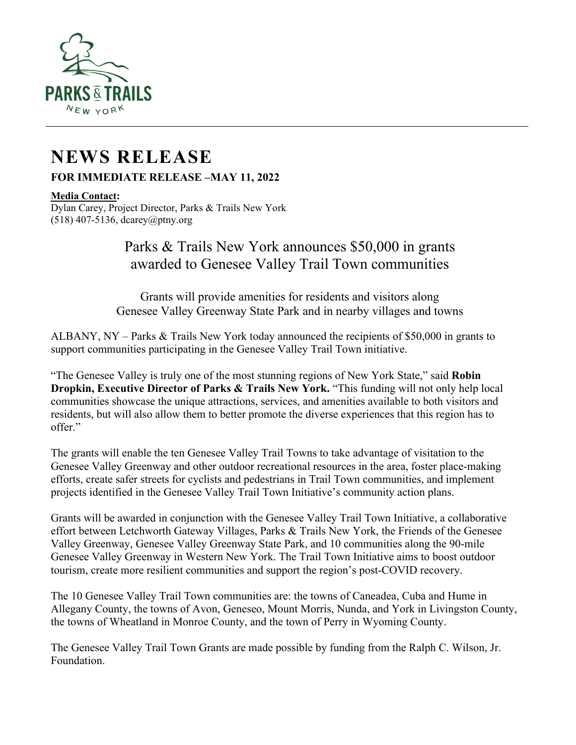PARKS & TRAILS NEW YORK

# NEWS RELEASE

**FOR IMMEDIATE RELEASE –MAY 11, 2022**

**Media Contact:**
Dylan Carey, Project Director, Parks & Trails New York
(518) 407-5136, dcarey@ptny.org

## Parks & Trails New York announces $50,000 in grants awarded to Genesee Valley Trail Town communities

### Grants will provide amenities for residents and visitors along Genesee Valley Greenway State Park and in nearby villages and towns

ALBANY, NY – Parks & Trails New York today announced the recipients of $50,000 in grants to support communities participating in the Genesee Valley Trail Town initiative.

"The Genesee Valley is truly one of the most stunning regions of New York State," said **Robin Dropkin, Executive Director of Parks & Trails New York.** "This funding will not only help local communities showcase the unique attractions, services, and amenities available to both visitors and residents, but will also allow them to better promote the diverse experiences that this region has to offer."

The grants will enable the ten Genesee Valley Trail Towns to take advantage of visitation to the Genesee Valley Greenway and other outdoor recreational resources in the area, foster place-making efforts, create safer streets for cyclists and pedestrians in Trail Town communities, and implement projects identified in the Genesee Valley Trail Town Initiative's community action plans.

Grants will be awarded in conjunction with the Genesee Valley Trail Town Initiative, a collaborative effort between Letchworth Gateway Villages, Parks & Trails New York, the Friends of the Genesee Valley Greenway, Genesee Valley Greenway State Park, and 10 communities along the 90-mile Genesee Valley Greenway in Western New York. The Trail Town Initiative aims to boost outdoor tourism, create more resilient communities and support the region's post-COVID recovery.

The 10 Genesee Valley Trail Town communities are: the towns of Caneadea, Cuba and Hume in Allegany County, the towns of Avon, Geneseo, Mount Morris, Nunda, and York in Livingston County, the towns of Wheatland in Monroe County, and the town of Perry in Wyoming County.

The Genesee Valley Trail Town Grants are made possible by funding from the Ralph C. Wilson, Jr. Foundation.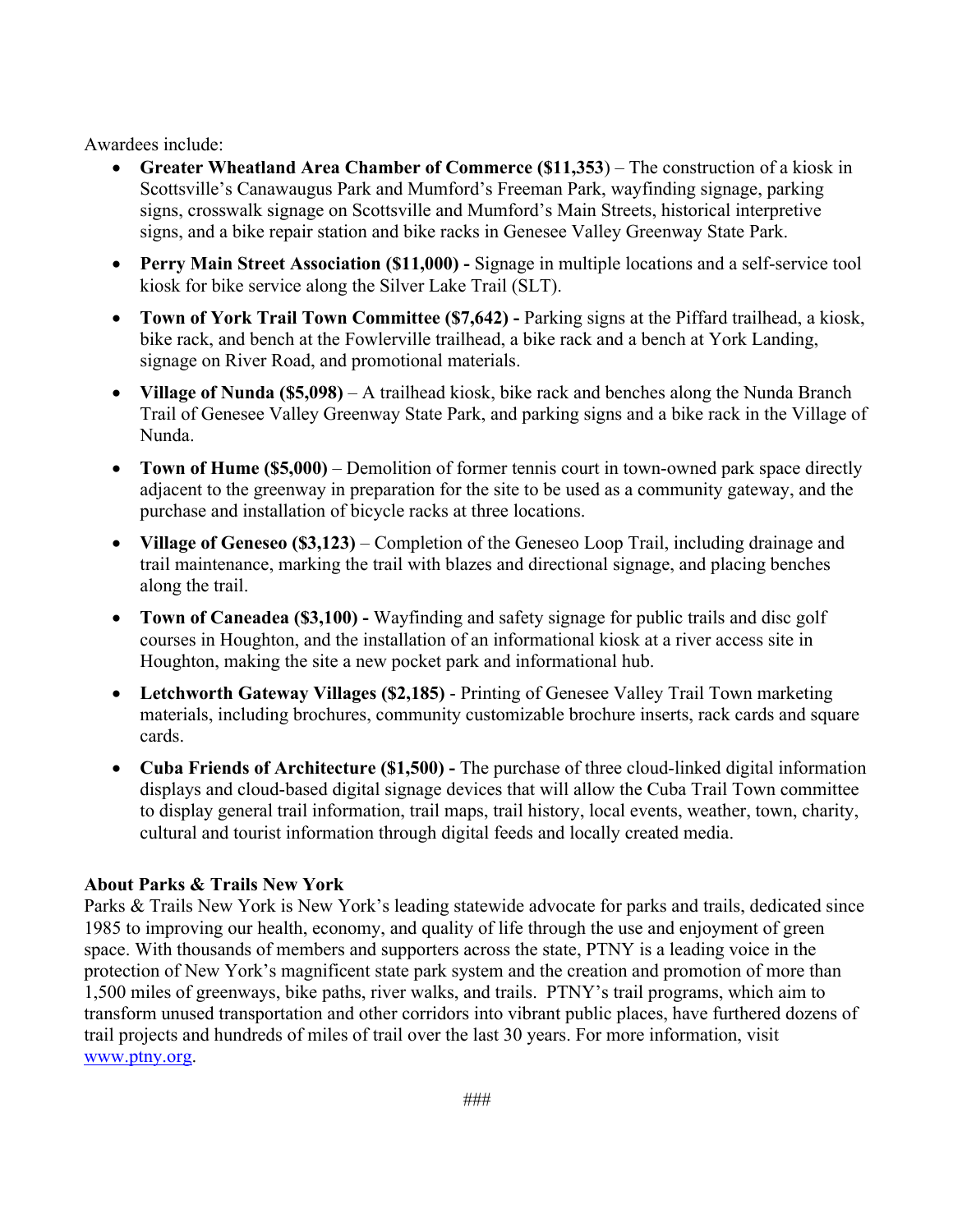Awardees include:

- **Greater Wheatland Area Chamber of Commerce ($11,353**) – The construction of a kiosk in Scottsville's Canawaugus Park and Mumford's Freeman Park, wayfinding signage, parking signs, crosswalk signage on Scottsville and Mumford's Main Streets, historical interpretive signs, and a bike repair station and bike racks in Genesee Valley Greenway State Park.
- **Perry Main Street Association ($11,000) -** Signage in multiple locations and a self-service tool kiosk for bike service along the Silver Lake Trail (SLT).
- **Town of York Trail Town Committee ($7,642) -** Parking signs at the Piffard trailhead, a kiosk, bike rack, and bench at the Fowlerville trailhead, a bike rack and a bench at York Landing, signage on River Road, and promotional materials.
- **Village of Nunda ($5,098)** – A trailhead kiosk, bike rack and benches along the Nunda Branch Trail of Genesee Valley Greenway State Park, and parking signs and a bike rack in the Village of Nunda.
- **Town of Hume ($5,000)** – Demolition of former tennis court in town-owned park space directly adjacent to the greenway in preparation for the site to be used as a community gateway, and the purchase and installation of bicycle racks at three locations.
- **Village of Geneseo ($3,123)** – Completion of the Geneseo Loop Trail, including drainage and trail maintenance, marking the trail with blazes and directional signage, and placing benches along the trail.
- **Town of Caneadea ($3,100) -** Wayfinding and safety signage for public trails and disc golf courses in Houghton, and the installation of an informational kiosk at a river access site in Houghton, making the site a new pocket park and informational hub.
- **Letchworth Gateway Villages ($2,185)** - Printing of Genesee Valley Trail Town marketing materials, including brochures, community customizable brochure inserts, rack cards and square cards.
- **Cuba Friends of Architecture ($1,500) -** The purchase of three cloud-linked digital information displays and cloud-based digital signage devices that will allow the Cuba Trail Town committee to display general trail information, trail maps, trail history, local events, weather, town, charity, cultural and tourist information through digital feeds and locally created media.

**About Parks & Trails New York**

Parks & Trails New York is New York's leading statewide advocate for parks and trails, dedicated since 1985 to improving our health, economy, and quality of life through the use and enjoyment of green space. With thousands of members and supporters across the state, PTNY is a leading voice in the protection of New York's magnificent state park system and the creation and promotion of more than 1,500 miles of greenways, bike paths, river walks, and trails. PTNY's trail programs, which aim to transform unused transportation and other corridors into vibrant public places, have furthered dozens of trail projects and hundreds of miles of trail over the last 30 years. For more information, visit www.ptny.org.

###